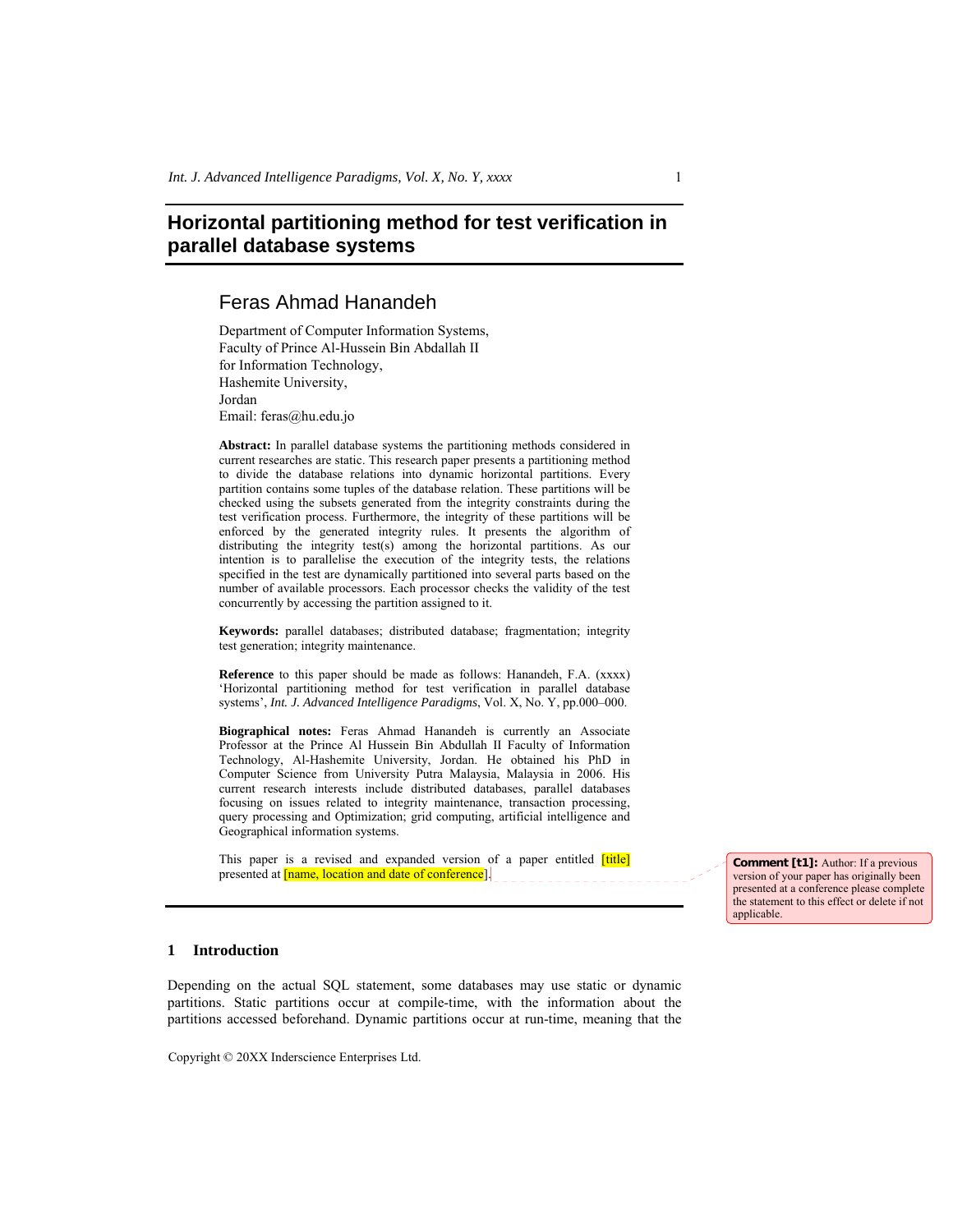# Horizontal partitioning method for test verification in parallel database systems

## Feras Ahmad Hanandeh

Department of Computer Information Systems,
Faculty of Prince Al-Hussein Bin Abdallah II
for Information Technology,
Hashemite University,
Jordan
Email: feras@hu.edu.jo

**Abstract:** In parallel database systems the partitioning methods considered in current researches are static. This research paper presents a partitioning method to divide the database relations into dynamic horizontal partitions. Every partition contains some tuples of the database relation. These partitions will be checked using the subsets generated from the integrity constraints during the test verification process. Furthermore, the integrity of these partitions will be enforced by the generated integrity rules. It presents the algorithm of distributing the integrity test(s) among the horizontal partitions. As our intention is to parallelise the execution of the integrity tests, the relations specified in the test are dynamically partitioned into several parts based on the number of available processors. Each processor checks the validity of the test concurrently by accessing the partition assigned to it.

**Keywords:** parallel databases; distributed database; fragmentation; integrity test generation; integrity maintenance.

**Reference** to this paper should be made as follows: Hanandeh, F.A. (xxxx) 'Horizontal partitioning method for test verification in parallel database systems', *Int. J. Advanced Intelligence Paradigms*, Vol. X, No. Y, pp.000–000.

**Biographical notes:** Feras Ahmad Hanandeh is currently an Associate Professor at the Prince Al Hussein Bin Abdullah II Faculty of Information Technology, Al-Hashemite University, Jordan. He obtained his PhD in Computer Science from University Putra Malaysia, Malaysia in 2006. His current research interests include distributed databases, parallel databases focusing on issues related to integrity maintenance, transaction processing, query processing and Optimization; grid computing, artificial intelligence and Geographical information systems.

This paper is a revised and expanded version of a paper entitled [title] presented at [name, location and date of conference].

**Comment [t1]:** Author: If a previous version of your paper has originally been presented at a conference please complete the statement to this effect or delete if not applicable.

## 1 Introduction

Depending on the actual SQL statement, some databases may use static or dynamic partitions. Static partitions occur at compile-time, with the information about the partitions accessed beforehand. Dynamic partitions occur at run-time, meaning that the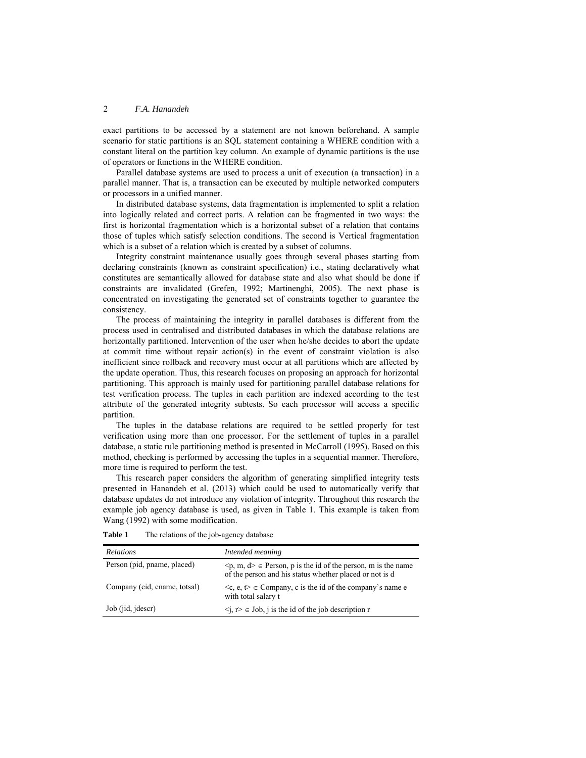exact partitions to be accessed by a statement are not known beforehand. A sample scenario for static partitions is an SQL statement containing a WHERE condition with a constant literal on the partition key column. An example of dynamic partitions is the use of operators or functions in the WHERE condition.

Parallel database systems are used to process a unit of execution (a transaction) in a parallel manner. That is, a transaction can be executed by multiple networked computers or processors in a unified manner.

In distributed database systems, data fragmentation is implemented to split a relation into logically related and correct parts. A relation can be fragmented in two ways: the first is horizontal fragmentation which is a horizontal subset of a relation that contains those of tuples which satisfy selection conditions. The second is Vertical fragmentation which is a subset of a relation which is created by a subset of columns.

Integrity constraint maintenance usually goes through several phases starting from declaring constraints (known as constraint specification) i.e., stating declaratively what constitutes are semantically allowed for database state and also what should be done if constraints are invalidated (Grefen, 1992; Martinenghi, 2005). The next phase is concentrated on investigating the generated set of constraints together to guarantee the consistency.

The process of maintaining the integrity in parallel databases is different from the process used in centralised and distributed databases in which the database relations are horizontally partitioned. Intervention of the user when he/she decides to abort the update at commit time without repair action(s) in the event of constraint violation is also inefficient since rollback and recovery must occur at all partitions which are affected by the update operation. Thus, this research focuses on proposing an approach for horizontal partitioning. This approach is mainly used for partitioning parallel database relations for test verification process. The tuples in each partition are indexed according to the test attribute of the generated integrity subtests. So each processor will access a specific partition.

The tuples in the database relations are required to be settled properly for test verification using more than one processor. For the settlement of tuples in a parallel database, a static rule partitioning method is presented in McCarroll (1995). Based on this method, checking is performed by accessing the tuples in a sequential manner. Therefore, more time is required to perform the test.

This research paper considers the algorithm of generating simplified integrity tests presented in Hanandeh et al. (2013) which could be used to automatically verify that database updates do not introduce any violation of integrity. Throughout this research the example job agency database is used, as given in Table 1. This example is taken from Wang (1992) with some modification.

**Table 1** The relations of the job-agency database

| *Relations* | *Intended meaning* |
|---|---|
| Person (pid, pname, placed) | $<p, m, d> \in$ Person, p is the id of the person, m is the name of the person and his status whether placed or not is d |
| Company (cid, cname, totsal) | $<c, e, t> \in$ Company, c is the id of the company's name e with total salary t |
| Job (jid, jdescr) | $<j, r> \in$ Job, j is the id of the job description r |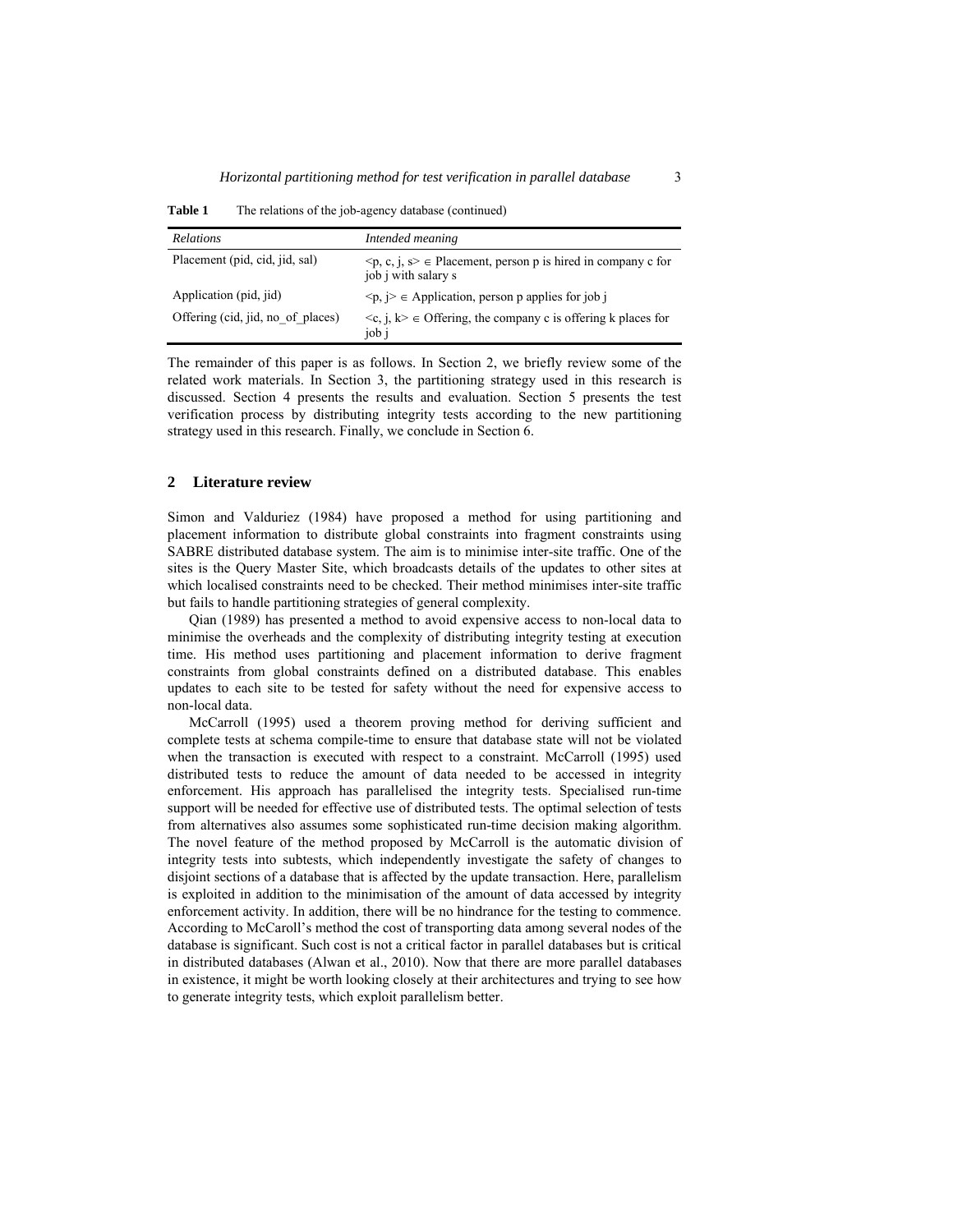**Table 1** The relations of the job-agency database (continued)

| *Relations* | *Intended meaning* |
|---|---|
| Placement (pid, cid, jid, sal) | $<p, c, j, s> \in$ Placement, person p is hired in company c for job j with salary s |
| Application (pid, jid) | $<p, j> \in$ Application, person p applies for job j |
| Offering (cid, jid, no_of_places) | $<c, j, k> \in$ Offering, the company c is offering k places for job j |

The remainder of this paper is as follows. In Section 2, we briefly review some of the related work materials. In Section 3, the partitioning strategy used in this research is discussed. Section 4 presents the results and evaluation. Section 5 presents the test verification process by distributing integrity tests according to the new partitioning strategy used in this research. Finally, we conclude in Section 6.

## 2 Literature review

Simon and Valduriez (1984) have proposed a method for using partitioning and placement information to distribute global constraints into fragment constraints using SABRE distributed database system. The aim is to minimise inter-site traffic. One of the sites is the Query Master Site, which broadcasts details of the updates to other sites at which localised constraints need to be checked. Their method minimises inter-site traffic but fails to handle partitioning strategies of general complexity.

Qian (1989) has presented a method to avoid expensive access to non-local data to minimise the overheads and the complexity of distributing integrity testing at execution time. His method uses partitioning and placement information to derive fragment constraints from global constraints defined on a distributed database. This enables updates to each site to be tested for safety without the need for expensive access to non-local data.

McCarroll (1995) used a theorem proving method for deriving sufficient and complete tests at schema compile-time to ensure that database state will not be violated when the transaction is executed with respect to a constraint. McCarroll (1995) used distributed tests to reduce the amount of data needed to be accessed in integrity enforcement. His approach has parallelised the integrity tests. Specialised run-time support will be needed for effective use of distributed tests. The optimal selection of tests from alternatives also assumes some sophisticated run-time decision making algorithm. The novel feature of the method proposed by McCarroll is the automatic division of integrity tests into subtests, which independently investigate the safety of changes to disjoint sections of a database that is affected by the update transaction. Here, parallelism is exploited in addition to the minimisation of the amount of data accessed by integrity enforcement activity. In addition, there will be no hindrance for the testing to commence. According to McCaroll's method the cost of transporting data among several nodes of the database is significant. Such cost is not a critical factor in parallel databases but is critical in distributed databases (Alwan et al., 2010). Now that there are more parallel databases in existence, it might be worth looking closely at their architectures and trying to see how to generate integrity tests, which exploit parallelism better.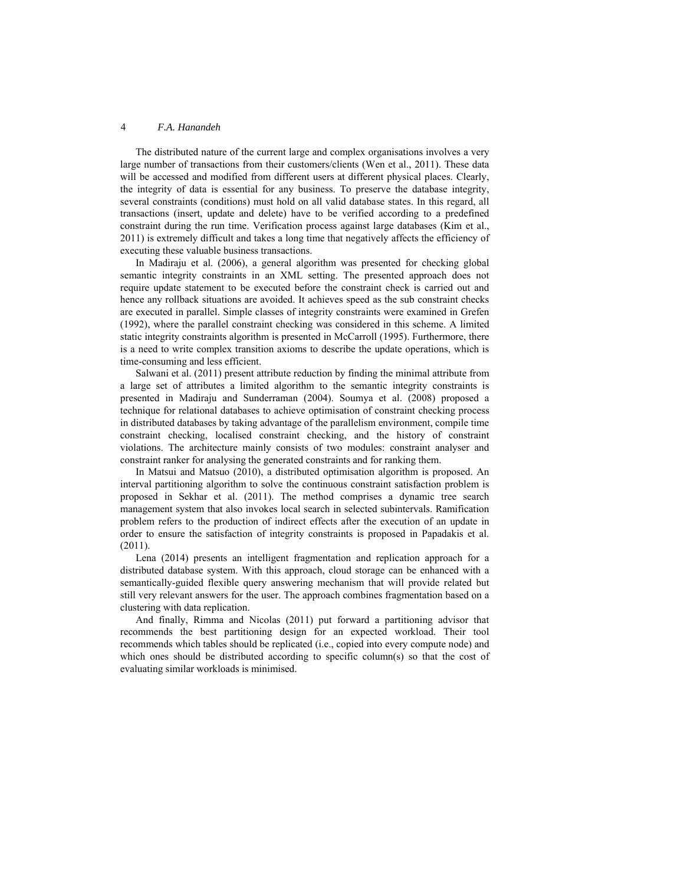The distributed nature of the current large and complex organisations involves a very large number of transactions from their customers/clients (Wen et al., 2011). These data will be accessed and modified from different users at different physical places. Clearly, the integrity of data is essential for any business. To preserve the database integrity, several constraints (conditions) must hold on all valid database states. In this regard, all transactions (insert, update and delete) have to be verified according to a predefined constraint during the run time. Verification process against large databases (Kim et al., 2011) is extremely difficult and takes a long time that negatively affects the efficiency of executing these valuable business transactions.

In Madiraju et al. (2006), a general algorithm was presented for checking global semantic integrity constraints in an XML setting. The presented approach does not require update statement to be executed before the constraint check is carried out and hence any rollback situations are avoided. It achieves speed as the sub constraint checks are executed in parallel. Simple classes of integrity constraints were examined in Grefen (1992), where the parallel constraint checking was considered in this scheme. A limited static integrity constraints algorithm is presented in McCarroll (1995). Furthermore, there is a need to write complex transition axioms to describe the update operations, which is time-consuming and less efficient.

Salwani et al. (2011) present attribute reduction by finding the minimal attribute from a large set of attributes a limited algorithm to the semantic integrity constraints is presented in Madiraju and Sunderraman (2004). Soumya et al. (2008) proposed a technique for relational databases to achieve optimisation of constraint checking process in distributed databases by taking advantage of the parallelism environment, compile time constraint checking, localised constraint checking, and the history of constraint violations. The architecture mainly consists of two modules: constraint analyser and constraint ranker for analysing the generated constraints and for ranking them.

In Matsui and Matsuo (2010), a distributed optimisation algorithm is proposed. An interval partitioning algorithm to solve the continuous constraint satisfaction problem is proposed in Sekhar et al. (2011). The method comprises a dynamic tree search management system that also invokes local search in selected subintervals. Ramification problem refers to the production of indirect effects after the execution of an update in order to ensure the satisfaction of integrity constraints is proposed in Papadakis et al. (2011).

Lena (2014) presents an intelligent fragmentation and replication approach for a distributed database system. With this approach, cloud storage can be enhanced with a semantically-guided flexible query answering mechanism that will provide related but still very relevant answers for the user. The approach combines fragmentation based on a clustering with data replication.

And finally, Rimma and Nicolas (2011) put forward a partitioning advisor that recommends the best partitioning design for an expected workload. Their tool recommends which tables should be replicated (i.e., copied into every compute node) and which ones should be distributed according to specific column(s) so that the cost of evaluating similar workloads is minimised.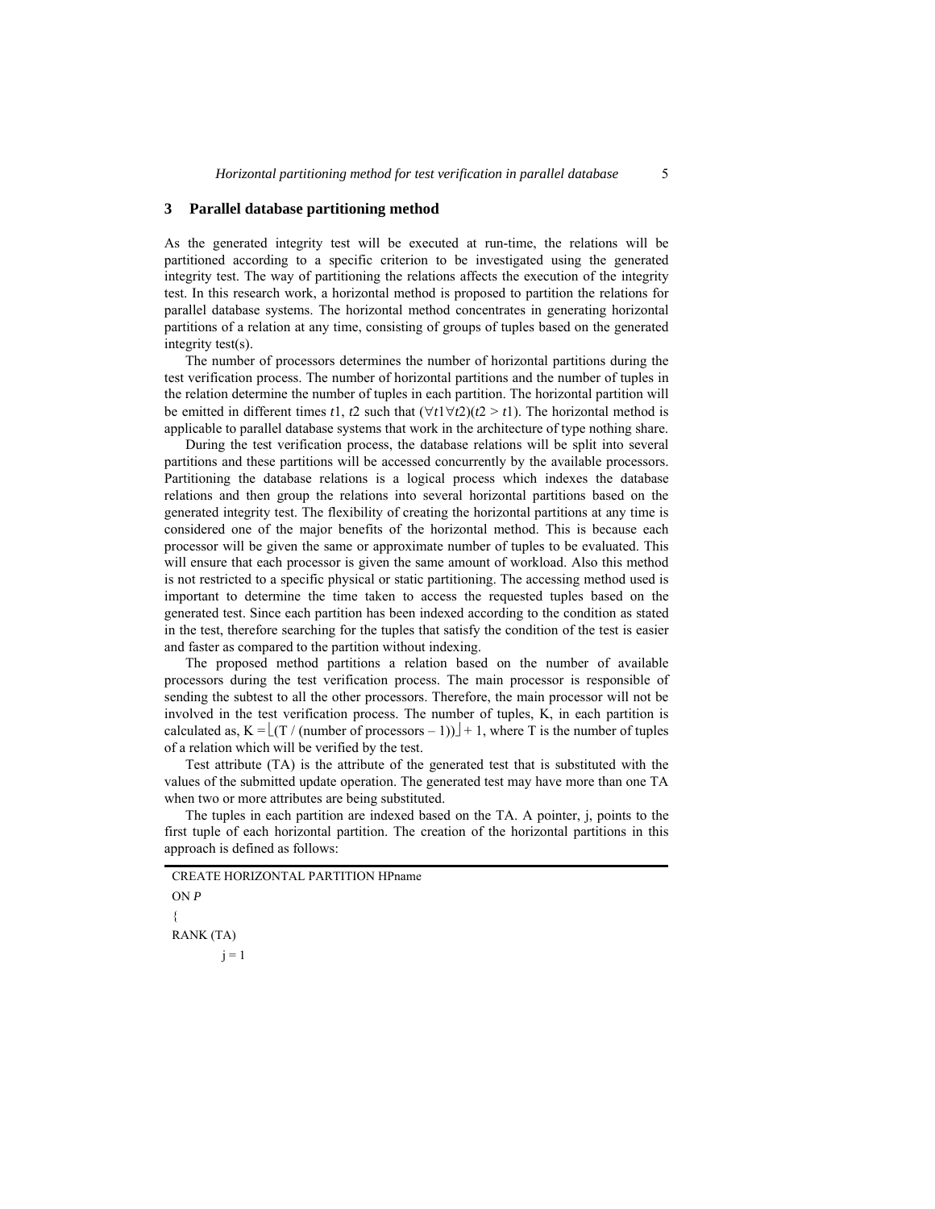## 3 Parallel database partitioning method

As the generated integrity test will be executed at run-time, the relations will be partitioned according to a specific criterion to be investigated using the generated integrity test. The way of partitioning the relations affects the execution of the integrity test. In this research work, a horizontal method is proposed to partition the relations for parallel database systems. The horizontal method concentrates in generating horizontal partitions of a relation at any time, consisting of groups of tuples based on the generated integrity test(s).

The number of processors determines the number of horizontal partitions during the test verification process. The number of horizontal partitions and the number of tuples in the relation determine the number of tuples in each partition. The horizontal partition will be emitted in different times $t1$, $t2$ such that $(\forall t1 \forall t2)(t2 > t1)$. The horizontal method is applicable to parallel database systems that work in the architecture of type nothing share.

During the test verification process, the database relations will be split into several partitions and these partitions will be accessed concurrently by the available processors. Partitioning the database relations is a logical process which indexes the database relations and then group the relations into several horizontal partitions based on the generated integrity test. The flexibility of creating the horizontal partitions at any time is considered one of the major benefits of the horizontal method. This is because each processor will be given the same or approximate number of tuples to be evaluated. This will ensure that each processor is given the same amount of workload. Also this method is not restricted to a specific physical or static partitioning. The accessing method used is important to determine the time taken to access the requested tuples based on the generated test. Since each partition has been indexed according to the condition as stated in the test, therefore searching for the tuples that satisfy the condition of the test is easier and faster as compared to the partition without indexing.

The proposed method partitions a relation based on the number of available processors during the test verification process. The main processor is responsible of sending the subtest to all the other processors. Therefore, the main processor will not be involved in the test verification process. The number of tuples, K, in each partition is calculated as, $K = \lfloor (T / (\text{number of processors} - 1)) \rfloor + 1$, where T is the number of tuples of a relation which will be verified by the test.

Test attribute (TA) is the attribute of the generated test that is substituted with the values of the submitted update operation. The generated test may have more than one TA when two or more attributes are being substituted.

The tuples in each partition are indexed based on the TA. A pointer, j, points to the first tuple of each horizontal partition. The creation of the horizontal partitions in this approach is defined as follows:

```
CREATE HORIZONTAL PARTITION HPname
ON P
{
RANK (TA)
        j = 1
```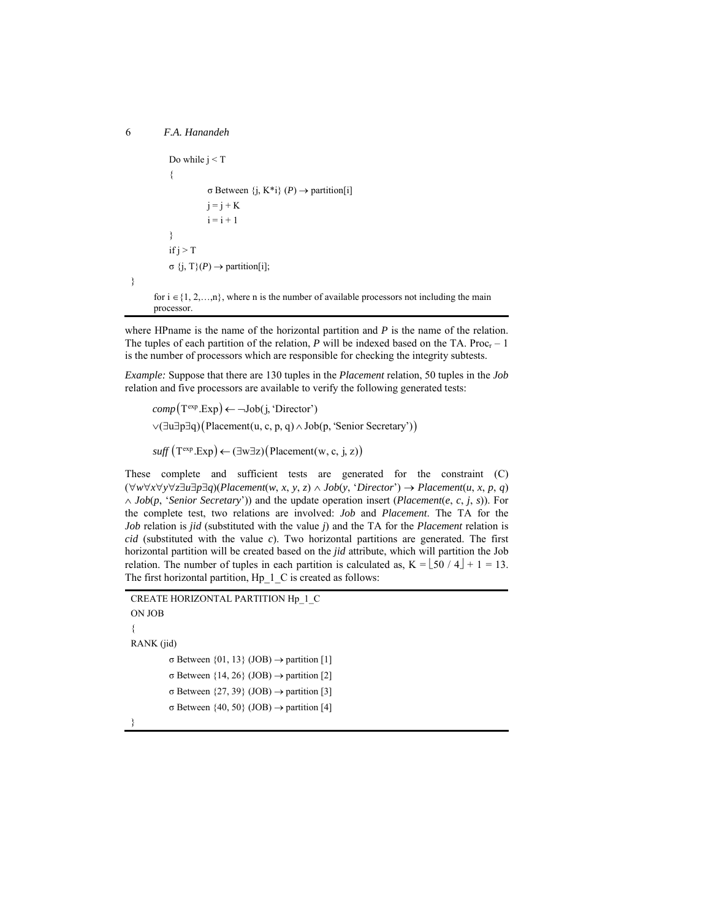```
        Do while j < T
        {
                σ Between {j, K*i} (P) → partition[i]
                j = j + K
                i = i + 1
        }
        if j > T
        σ {j, T}(P) → partition[i];
}
```

for $i \in \{1, 2, \ldots, n\}$, where n is the number of available processors not including the main processor.

where HPname is the name of the horizontal partition and *P* is the name of the relation. The tuples of each partition of the relation, *P* will be indexed based on the TA. $\text{Proc}_r - 1$ is the number of processors which are responsible for checking the integrity subtests.

*Example:* Suppose that there are 130 tuples in the *Placement* relation, 50 tuples in the *Job* relation and five processors are available to verify the following generated tests:

$$comp\left(\mathrm{T}^{\exp}.\mathrm{Exp}\right) \leftarrow \neg\mathrm{Job}(\mathrm{j}, \text{'Director'})$$

$$\vee(\exists u \exists p \exists q)\left(\mathrm{Placement}(u, c, p, q) \wedge \mathrm{Job}(p, \text{'Senior Secretary'})\right)$$

$$suff\left(\mathrm{T}^{\exp}.\mathrm{Exp}\right) \leftarrow (\exists w \exists z)\left(\mathrm{Placement}(w, c, j, z)\right)$$

These complete and sufficient tests are generated for the constraint (C) $(\forall w \forall x \forall y \forall z \exists u \exists p \exists q)(Placement(w, x, y, z) \wedge Job(y, \text{'}Director\text{'}) \rightarrow Placement(u, x, p, q) \wedge Job(p, \text{'}Senior\ Secretary\text{'}))$ and the update operation insert ($Placement(e, c, j, s)$). For the complete test, two relations are involved: *Job* and *Placement*. The TA for the *Job* relation is *jid* (substituted with the value *j*) and the TA for the *Placement* relation is *cid* (substituted with the value *c*). Two horizontal partitions are generated. The first horizontal partition will be created based on the *jid* attribute, which will partition the Job relation. The number of tuples in each partition is calculated as, $K = \lfloor 50 / 4 \rfloor + 1 = 13$. The first horizontal partition, Hp_1_C is created as follows:

```
CREATE HORIZONTAL PARTITION Hp_1_C
ON JOB
{
RANK (jid)
        σ Between {01, 13} (JOB) → partition [1]
        σ Between {14, 26} (JOB) → partition [2]
        σ Between {27, 39} (JOB) → partition [3]
        σ Between {40, 50} (JOB) → partition [4]
}
```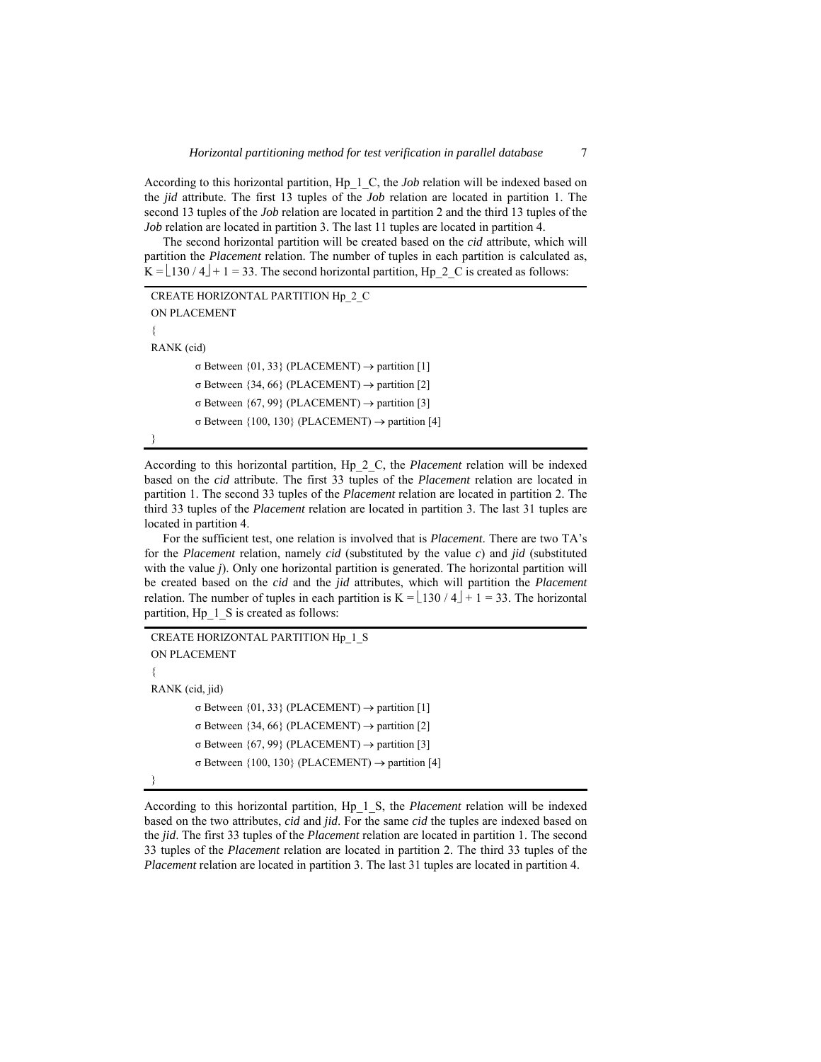According to this horizontal partition, Hp_1_C, the *Job* relation will be indexed based on the *jid* attribute. The first 13 tuples of the *Job* relation are located in partition 1. The second 13 tuples of the *Job* relation are located in partition 2 and the third 13 tuples of the *Job* relation are located in partition 3. The last 11 tuples are located in partition 4.

The second horizontal partition will be created based on the *cid* attribute, which will partition the *Placement* relation. The number of tuples in each partition is calculated as, $K = \lfloor 130 / 4 \rfloor + 1 = 33$. The second horizontal partition, Hp_2_C is created as follows:

```
CREATE HORIZONTAL PARTITION Hp_2_C
ON PLACEMENT
{
RANK (cid)
        σ Between {01, 33} (PLACEMENT) → partition [1]
        σ Between {34, 66} (PLACEMENT) → partition [2]
        σ Between {67, 99} (PLACEMENT) → partition [3]
        σ Between {100, 130} (PLACEMENT) → partition [4]
}
```

According to this horizontal partition, Hp_2_C, the *Placement* relation will be indexed based on the *cid* attribute. The first 33 tuples of the *Placement* relation are located in partition 1. The second 33 tuples of the *Placement* relation are located in partition 2. The third 33 tuples of the *Placement* relation are located in partition 3. The last 31 tuples are located in partition 4.

For the sufficient test, one relation is involved that is *Placement*. There are two TA's for the *Placement* relation, namely *cid* (substituted by the value *c*) and *jid* (substituted with the value *j*). Only one horizontal partition is generated. The horizontal partition will be created based on the *cid* and the *jid* attributes, which will partition the *Placement* relation. The number of tuples in each partition is $K = \lfloor 130 / 4 \rfloor + 1 = 33$. The horizontal partition, Hp_1_S is created as follows:

```
CREATE HORIZONTAL PARTITION Hp_1_S
ON PLACEMENT
{
RANK (cid, jid)
        σ Between {01, 33} (PLACEMENT) → partition [1]
        σ Between {34, 66} (PLACEMENT) → partition [2]
        σ Between {67, 99} (PLACEMENT) → partition [3]
        σ Between {100, 130} (PLACEMENT) → partition [4]
}
```

According to this horizontal partition, Hp_1_S, the *Placement* relation will be indexed based on the two attributes, *cid* and *jid*. For the same *cid* the tuples are indexed based on the *jid*. The first 33 tuples of the *Placement* relation are located in partition 1. The second 33 tuples of the *Placement* relation are located in partition 2. The third 33 tuples of the *Placement* relation are located in partition 3. The last 31 tuples are located in partition 4.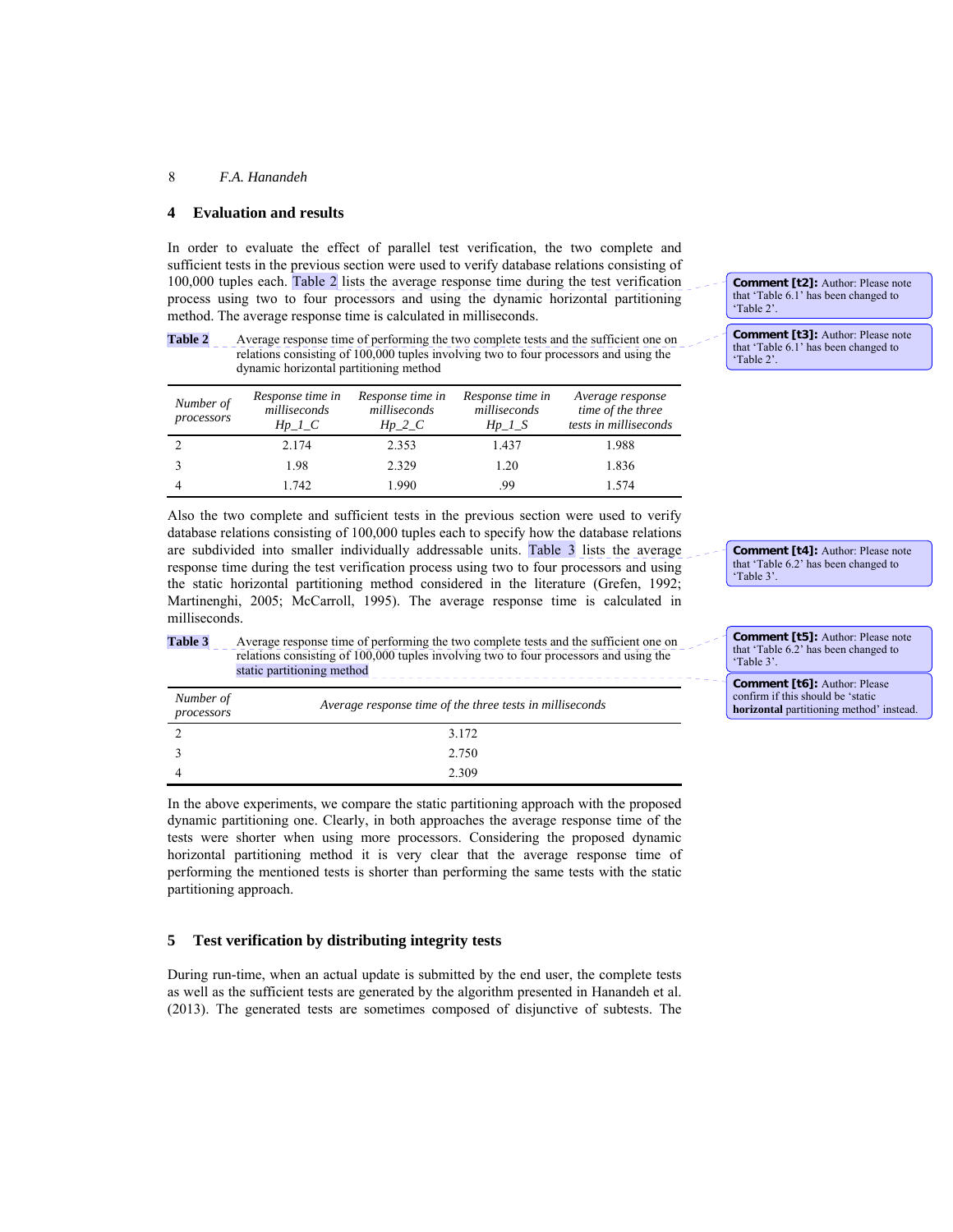## 4 Evaluation and results

In order to evaluate the effect of parallel test verification, the two complete and sufficient tests in the previous section were used to verify database relations consisting of 100,000 tuples each. Table 2 lists the average response time during the test verification process using two to four processors and using the dynamic horizontal partitioning method. The average response time is calculated in milliseconds.

**Table 2** Average response time of performing the two complete tests and the sufficient one on relations consisting of 100,000 tuples involving two to four processors and using the dynamic horizontal partitioning method

| *Number of processors* | *Response time in milliseconds Hp_1_C* | *Response time in milliseconds Hp_2_C* | *Response time in milliseconds Hp_1_S* | *Average response time of the three tests in milliseconds* |
|---|---|---|---|---|
| 2 | 2.174 | 2.353 | 1.437 | 1.988 |
| 3 | 1.98 | 2.329 | 1.20 | 1.836 |
| 4 | 1.742 | 1.990 | .99 | 1.574 |

Also the two complete and sufficient tests in the previous section were used to verify database relations consisting of 100,000 tuples each to specify how the database relations are subdivided into smaller individually addressable units. Table 3 lists the average response time during the test verification process using two to four processors and using the static horizontal partitioning method considered in the literature (Grefen, 1992; Martinenghi, 2005; McCarroll, 1995). The average response time is calculated in milliseconds.

**Table 3** Average response time of performing the two complete tests and the sufficient one on relations consisting of 100,000 tuples involving two to four processors and using the static partitioning method

| *Number of processors* | *Average response time of the three tests in milliseconds* |
|---|---|
| 2 | 3.172 |
| 3 | 2.750 |
| 4 | 2.309 |

In the above experiments, we compare the static partitioning approach with the proposed dynamic partitioning one. Clearly, in both approaches the average response time of the tests were shorter when using more processors. Considering the proposed dynamic horizontal partitioning method it is very clear that the average response time of performing the mentioned tests is shorter than performing the same tests with the static partitioning approach.

## 5 Test verification by distributing integrity tests

During run-time, when an actual update is submitted by the end user, the complete tests as well as the sufficient tests are generated by the algorithm presented in Hanandeh et al. (2013). The generated tests are sometimes composed of disjunctive of subtests. The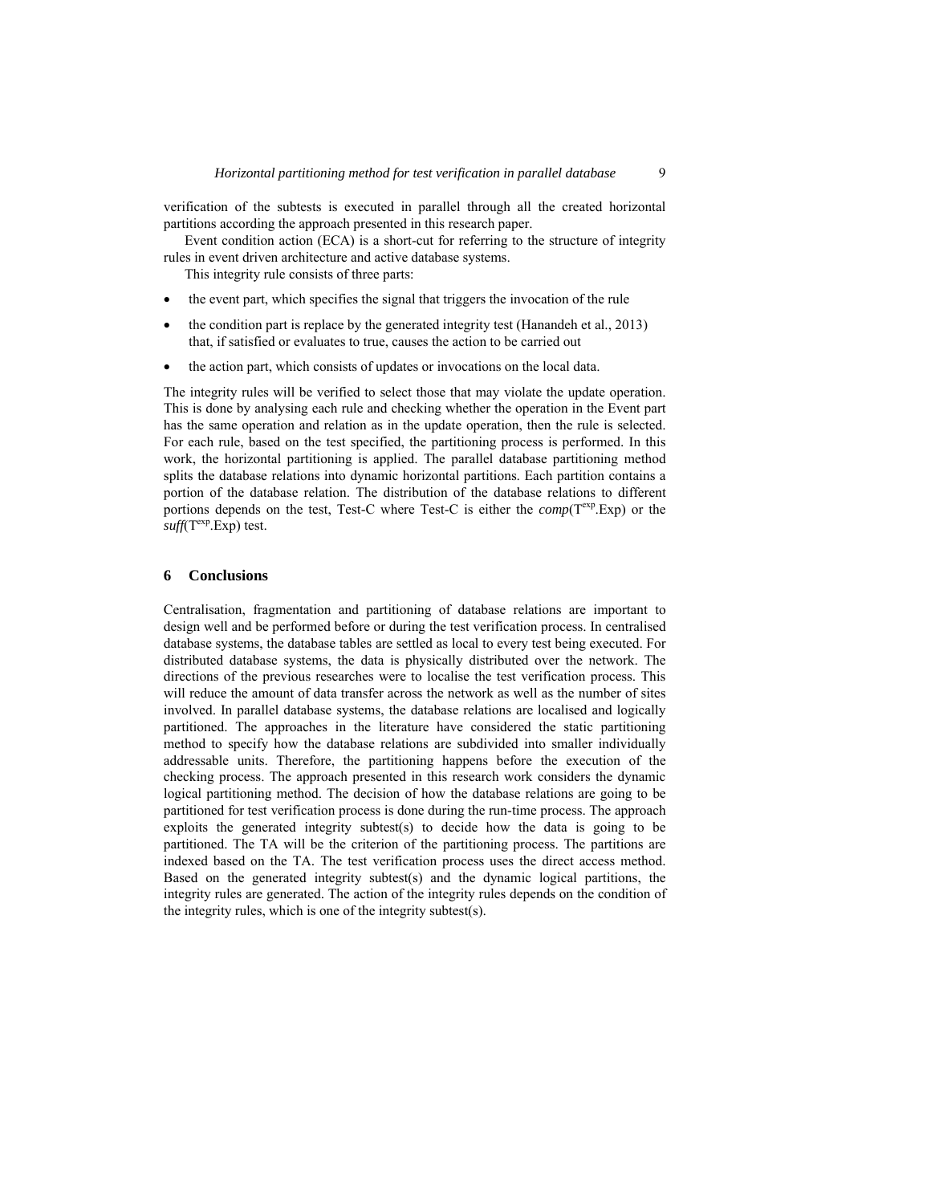verification of the subtests is executed in parallel through all the created horizontal partitions according the approach presented in this research paper.

Event condition action (ECA) is a short-cut for referring to the structure of integrity rules in event driven architecture and active database systems.

This integrity rule consists of three parts:

- the event part, which specifies the signal that triggers the invocation of the rule
- the condition part is replace by the generated integrity test (Hanandeh et al., 2013) that, if satisfied or evaluates to true, causes the action to be carried out
- the action part, which consists of updates or invocations on the local data.

The integrity rules will be verified to select those that may violate the update operation. This is done by analysing each rule and checking whether the operation in the Event part has the same operation and relation as in the update operation, then the rule is selected. For each rule, based on the test specified, the partitioning process is performed. In this work, the horizontal partitioning is applied. The parallel database partitioning method splits the database relations into dynamic horizontal partitions. Each partition contains a portion of the database relation. The distribution of the database relations to different portions depends on the test, Test-C where Test-C is either the *comp*($T^{exp}$.Exp) or the *suff*($T^{exp}$.Exp) test.

## 6 Conclusions

Centralisation, fragmentation and partitioning of database relations are important to design well and be performed before or during the test verification process. In centralised database systems, the database tables are settled as local to every test being executed. For distributed database systems, the data is physically distributed over the network. The directions of the previous researches were to localise the test verification process. This will reduce the amount of data transfer across the network as well as the number of sites involved. In parallel database systems, the database relations are localised and logically partitioned. The approaches in the literature have considered the static partitioning method to specify how the database relations are subdivided into smaller individually addressable units. Therefore, the partitioning happens before the execution of the checking process. The approach presented in this research work considers the dynamic logical partitioning method. The decision of how the database relations are going to be partitioned for test verification process is done during the run-time process. The approach exploits the generated integrity subtest(s) to decide how the data is going to be partitioned. The TA will be the criterion of the partitioning process. The partitions are indexed based on the TA. The test verification process uses the direct access method. Based on the generated integrity subtest(s) and the dynamic logical partitions, the integrity rules are generated. The action of the integrity rules depends on the condition of the integrity rules, which is one of the integrity subtest(s).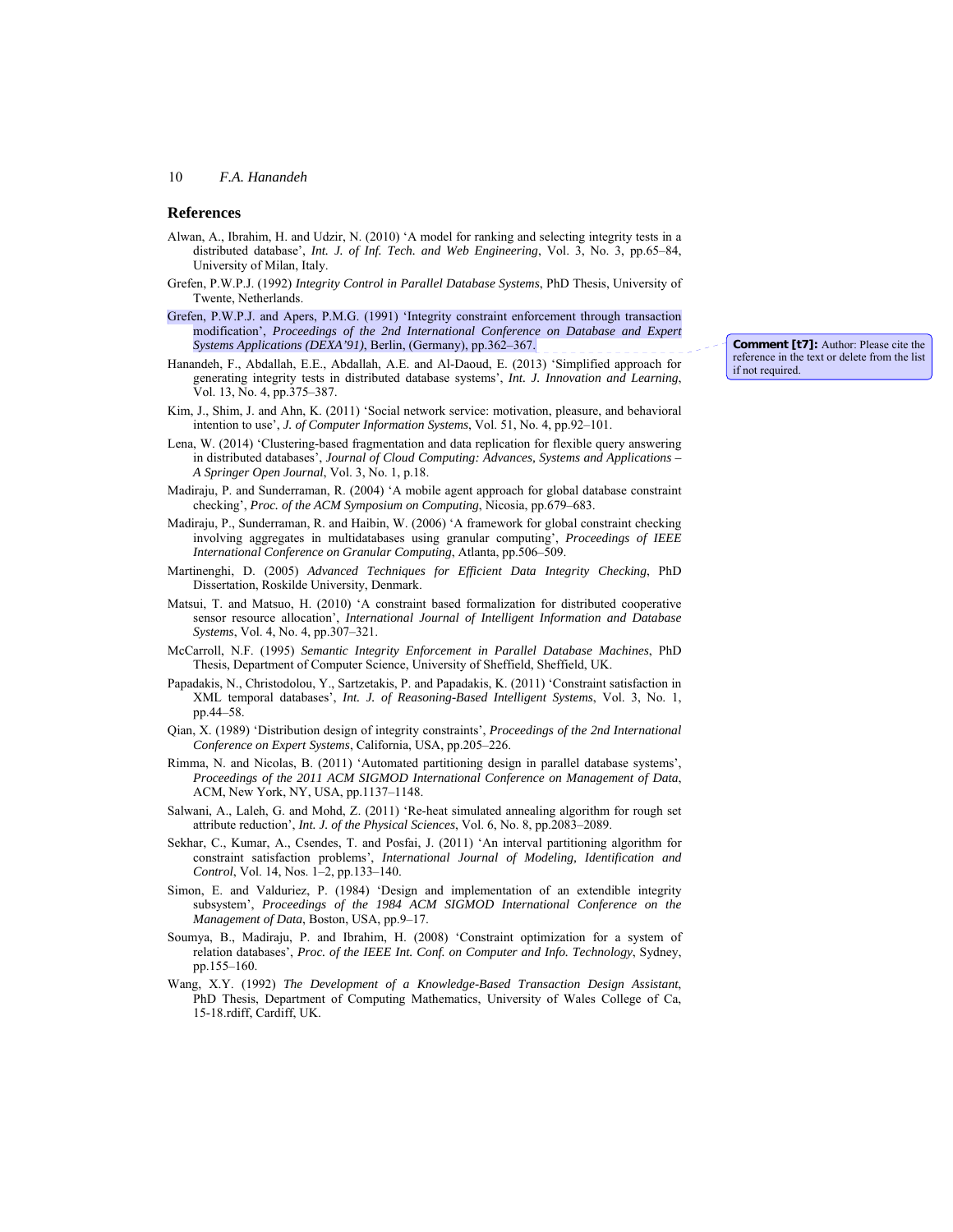## References

Alwan, A., Ibrahim, H. and Udzir, N. (2010) 'A model for ranking and selecting integrity tests in a distributed database', *Int. J. of Inf. Tech. and Web Engineering*, Vol. 3, No. 3, pp.65–84, University of Milan, Italy.

Grefen, P.W.P.J. (1992) *Integrity Control in Parallel Database Systems*, PhD Thesis, University of Twente, Netherlands.

Grefen, P.W.P.J. and Apers, P.M.G. (1991) 'Integrity constraint enforcement through transaction modification', *Proceedings of the 2nd International Conference on Database and Expert Systems Applications (DEXA'91)*, Berlin, (Germany), pp.362–367.

Comment [t7]: Author: Please cite the reference in the text or delete from the list if not required.

Hanandeh, F., Abdallah, E.E., Abdallah, A.E. and Al-Daoud, E. (2013) 'Simplified approach for generating integrity tests in distributed database systems', *Int. J. Innovation and Learning*, Vol. 13, No. 4, pp.375–387.

Kim, J., Shim, J. and Ahn, K. (2011) 'Social network service: motivation, pleasure, and behavioral intention to use', *J. of Computer Information Systems*, Vol. 51, No. 4, pp.92–101.

Lena, W. (2014) 'Clustering-based fragmentation and data replication for flexible query answering in distributed databases', *Journal of Cloud Computing: Advances, Systems and Applications – A Springer Open Journal*, Vol. 3, No. 1, p.18.

Madiraju, P. and Sunderraman, R. (2004) 'A mobile agent approach for global database constraint checking', *Proc. of the ACM Symposium on Computing*, Nicosia, pp.679–683.

Madiraju, P., Sunderraman, R. and Haibin, W. (2006) 'A framework for global constraint checking involving aggregates in multidatabases using granular computing', *Proceedings of IEEE International Conference on Granular Computing*, Atlanta, pp.506–509.

Martinenghi, D. (2005) *Advanced Techniques for Efficient Data Integrity Checking*, PhD Dissertation, Roskilde University, Denmark.

Matsui, T. and Matsuo, H. (2010) 'A constraint based formalization for distributed cooperative sensor resource allocation', *International Journal of Intelligent Information and Database Systems*, Vol. 4, No. 4, pp.307–321.

McCarroll, N.F. (1995) *Semantic Integrity Enforcement in Parallel Database Machines*, PhD Thesis, Department of Computer Science, University of Sheffield, Sheffield, UK.

Papadakis, N., Christodolou, Y., Sartzetakis, P. and Papadakis, K. (2011) 'Constraint satisfaction in XML temporal databases', *Int. J. of Reasoning-Based Intelligent Systems*, Vol. 3, No. 1, pp.44–58.

Qian, X. (1989) 'Distribution design of integrity constraints', *Proceedings of the 2nd International Conference on Expert Systems*, California, USA, pp.205–226.

Rimma, N. and Nicolas, B. (2011) 'Automated partitioning design in parallel database systems', *Proceedings of the 2011 ACM SIGMOD International Conference on Management of Data*, ACM, New York, NY, USA, pp.1137–1148.

Salwani, A., Laleh, G. and Mohd, Z. (2011) 'Re-heat simulated annealing algorithm for rough set attribute reduction', *Int. J. of the Physical Sciences*, Vol. 6, No. 8, pp.2083–2089.

Sekhar, C., Kumar, A., Csendes, T. and Posfai, J. (2011) 'An interval partitioning algorithm for constraint satisfaction problems', *International Journal of Modeling, Identification and Control*, Vol. 14, Nos. 1–2, pp.133–140.

Simon, E. and Valduriez, P. (1984) 'Design and implementation of an extendible integrity subsystem', *Proceedings of the 1984 ACM SIGMOD International Conference on the Management of Data*, Boston, USA, pp.9–17.

Soumya, B., Madiraju, P. and Ibrahim, H. (2008) 'Constraint optimization for a system of relation databases', *Proc. of the IEEE Int. Conf. on Computer and Info. Technology*, Sydney, pp.155–160.

Wang, X.Y. (1992) *The Development of a Knowledge-Based Transaction Design Assistant*, PhD Thesis, Department of Computing Mathematics, University of Wales College of Ca, 15-18.rdiff, Cardiff, UK.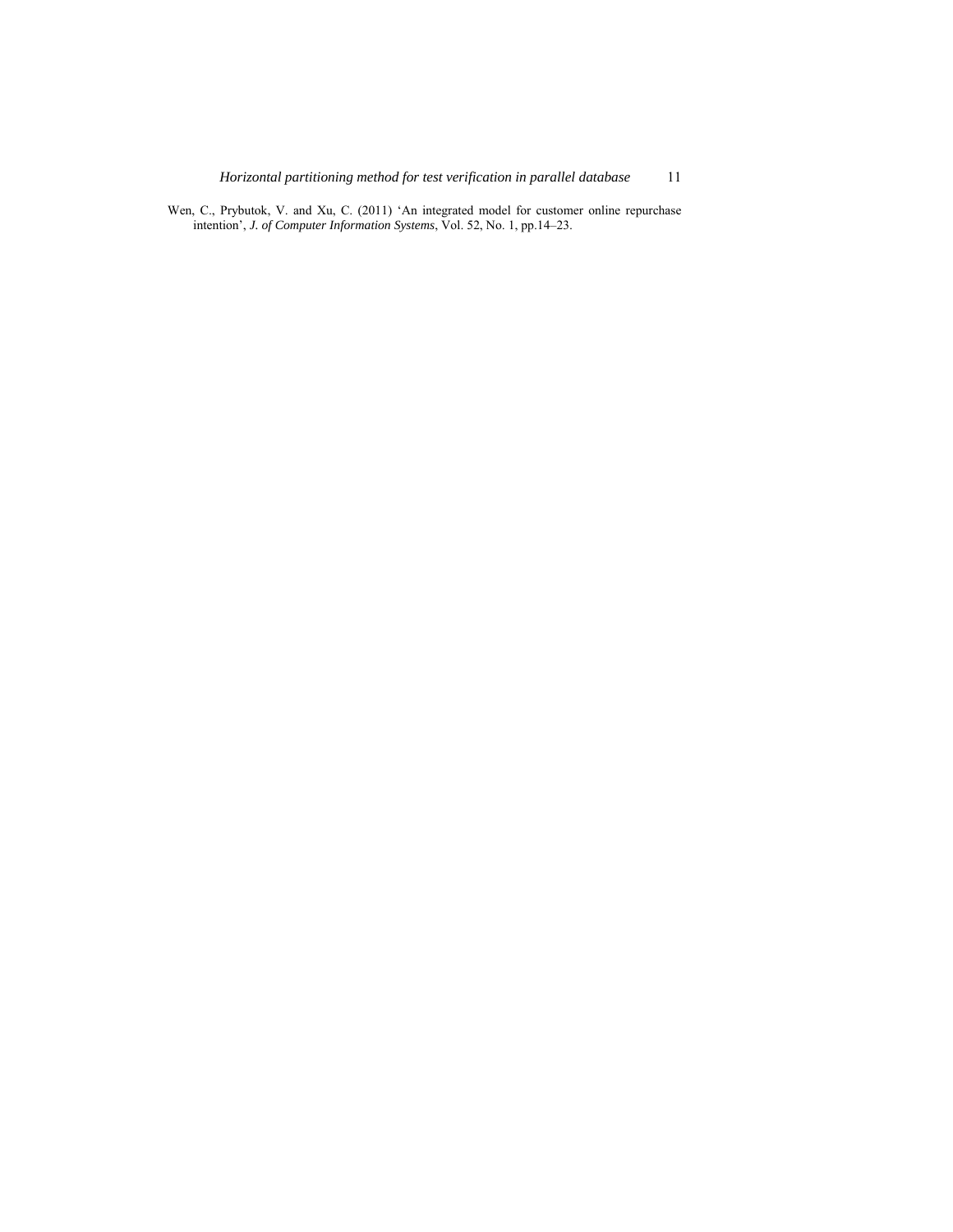Wen, C., Prybutok, V. and Xu, C. (2011) 'An integrated model for customer online repurchase intention', *J. of Computer Information Systems*, Vol. 52, No. 1, pp.14–23.